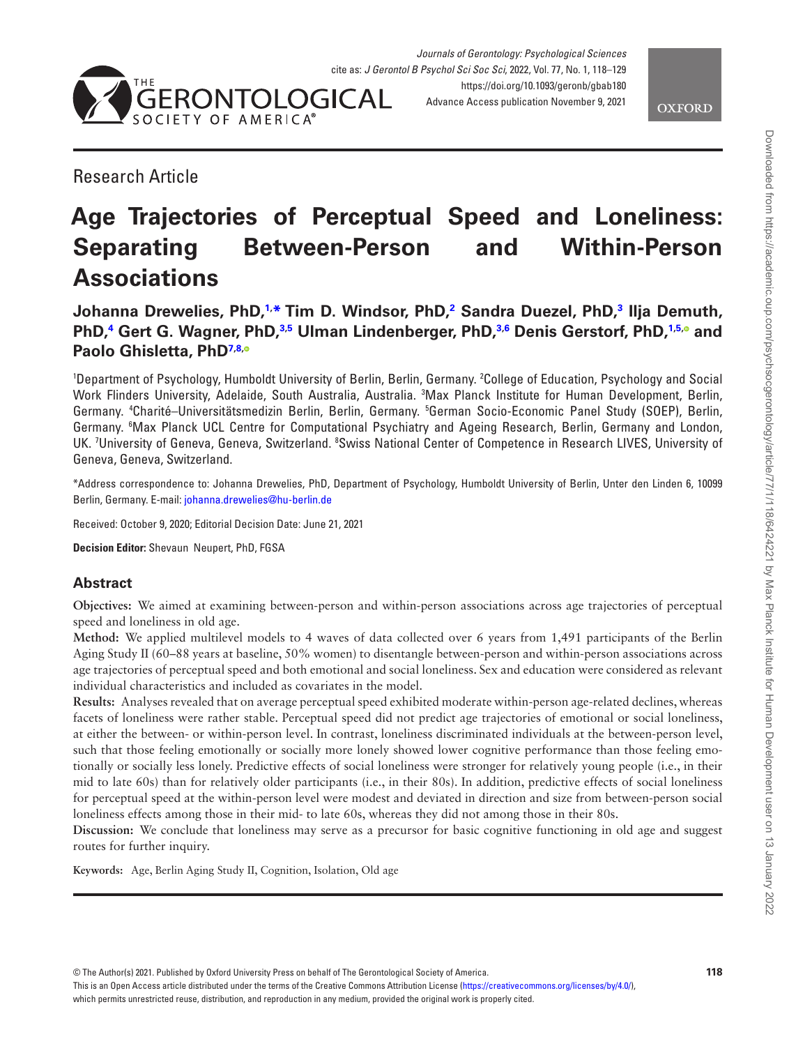Research Article

# Age Trajectories of Perceptual Speed and Loneliness: Separating Between-Person and Within-Person Associations

**Johanna Drewelies, PhD,[1,*] Tim D. Windsor, PhD,[2] Sandra Duezel, PhD,[3] Ilja Demuth, PhD,[4] Gert G. Wagner, PhD,[3,5] Ulman Lindenberger, PhD,[3,6] Denis Gerstorf, PhD,[1,5] and Paolo Ghisletta, PhD[7,8]**

[1]Department of Psychology, Humboldt University of Berlin, Berlin, Germany. [2]College of Education, Psychology and Social Work Flinders University, Adelaide, South Australia, Australia. [3]Max Planck Institute for Human Development, Berlin, Germany. [4]Charité–Universitätsmedizin Berlin, Berlin, Germany. [5]German Socio-Economic Panel Study (SOEP), Berlin, Germany. [6]Max Planck UCL Centre for Computational Psychiatry and Ageing Research, Berlin, Germany and London, UK. [7]University of Geneva, Geneva, Switzerland. [8]Swiss National Center of Competence in Research LIVES, University of Geneva, Geneva, Switzerland.

*Address correspondence to: Johanna Drewelies, PhD, Department of Psychology, Humboldt University of Berlin, Unter den Linden 6, 10099 Berlin, Germany. E-mail: johanna.drewelies@hu-berlin.de

Received: October 9, 2020; Editorial Decision Date: June 21, 2021

**Decision Editor:** Shevaun Neupert, PhD, FGSA

## Abstract

**Objectives:** We aimed at examining between-person and within-person associations across age trajectories of perceptual speed and loneliness in old age.

**Method:** We applied multilevel models to 4 waves of data collected over 6 years from 1,491 participants of the Berlin Aging Study II (60–88 years at baseline, 50% women) to disentangle between-person and within-person associations across age trajectories of perceptual speed and both emotional and social loneliness. Sex and education were considered as relevant individual characteristics and included as covariates in the model.

**Results:** Analyses revealed that on average perceptual speed exhibited moderate within-person age-related declines, whereas facets of loneliness were rather stable. Perceptual speed did not predict age trajectories of emotional or social loneliness, at either the between- or within-person level. In contrast, loneliness discriminated individuals at the between-person level, such that those feeling emotionally or socially more lonely showed lower cognitive performance than those feeling emotionally or socially less lonely. Predictive effects of social loneliness were stronger for relatively young people (i.e., in their mid to late 60s) than for relatively older participants (i.e., in their 80s). In addition, predictive effects of social loneliness for perceptual speed at the within-person level were modest and deviated in direction and size from between-person social loneliness effects among those in their mid- to late 60s, whereas they did not among those in their 80s.

**Discussion:** We conclude that loneliness may serve as a precursor for basic cognitive functioning in old age and suggest routes for further inquiry.

**Keywords:** Age, Berlin Aging Study II, Cognition, Isolation, Old age

© The Author(s) 2021. Published by Oxford University Press on behalf of The Gerontological Society of America.
This is an Open Access article distributed under the terms of the Creative Commons Attribution License (https://creativecommons.org/licenses/by/4.0/), which permits unrestricted reuse, distribution, and reproduction in any medium, provided the original work is properly cited.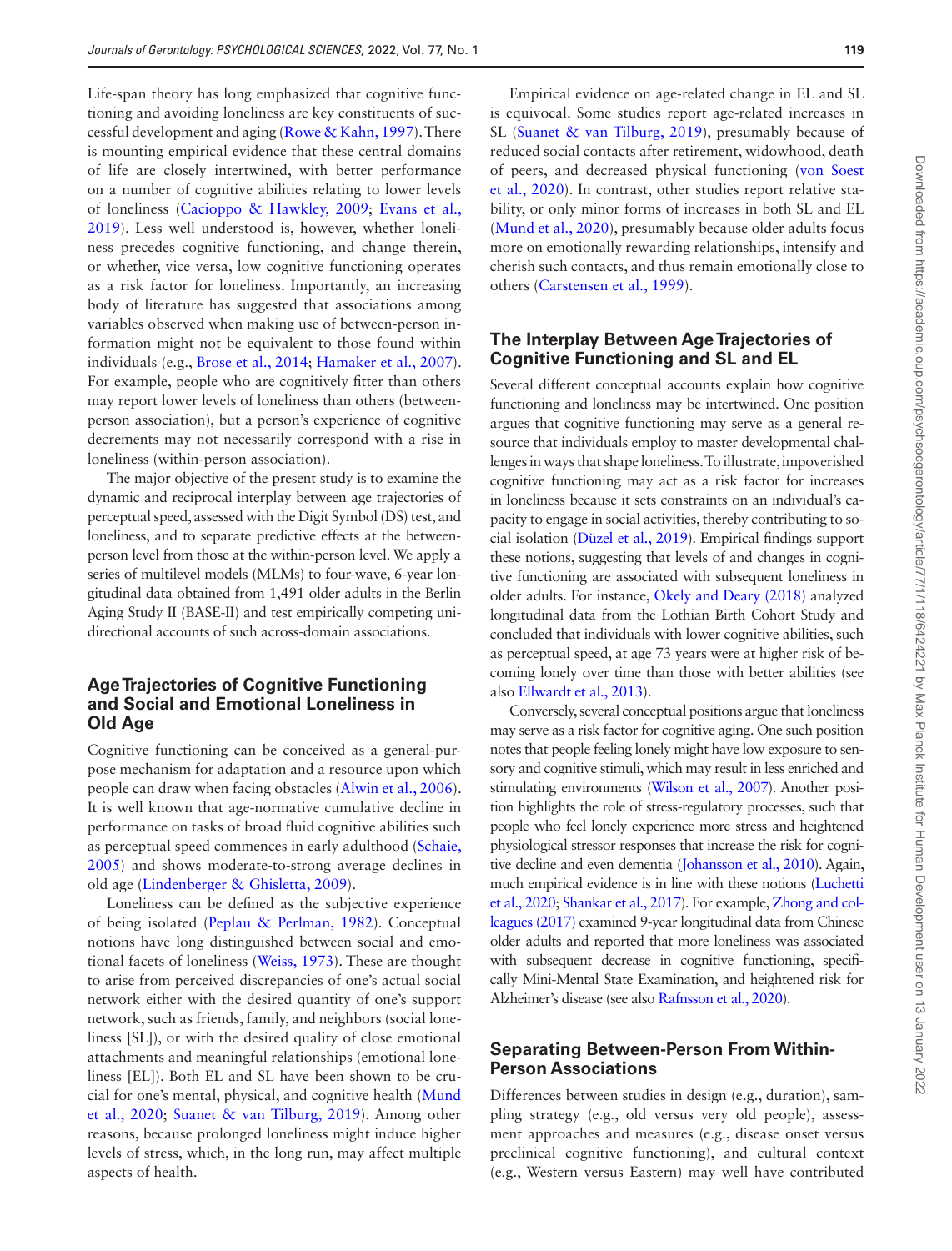Life-span theory has long emphasized that cognitive functioning and avoiding loneliness are key constituents of successful development and aging (Rowe & Kahn, 1997). There is mounting empirical evidence that these central domains of life are closely intertwined, with better performance on a number of cognitive abilities relating to lower levels of loneliness (Cacioppo & Hawkley, 2009; Evans et al., 2019). Less well understood is, however, whether loneliness precedes cognitive functioning, and change therein, or whether, vice versa, low cognitive functioning operates as a risk factor for loneliness. Importantly, an increasing body of literature has suggested that associations among variables observed when making use of between-person information might not be equivalent to those found within individuals (e.g., Brose et al., 2014; Hamaker et al., 2007). For example, people who are cognitively fitter than others may report lower levels of loneliness than others (between-person association), but a person's experience of cognitive decrements may not necessarily correspond with a rise in loneliness (within-person association).

The major objective of the present study is to examine the dynamic and reciprocal interplay between age trajectories of perceptual speed, assessed with the Digit Symbol (DS) test, and loneliness, and to separate predictive effects at the between-person level from those at the within-person level. We apply a series of multilevel models (MLMs) to four-wave, 6-year longitudinal data obtained from 1,491 older adults in the Berlin Aging Study II (BASE-II) and test empirically competing unidirectional accounts of such across-domain associations.

## Age Trajectories of Cognitive Functioning and Social and Emotional Loneliness in Old Age

Cognitive functioning can be conceived as a general-purpose mechanism for adaptation and a resource upon which people can draw when facing obstacles (Alwin et al., 2006). It is well known that age-normative cumulative decline in performance on tasks of broad fluid cognitive abilities such as perceptual speed commences in early adulthood (Schaie, 2005) and shows moderate-to-strong average declines in old age (Lindenberger & Ghisletta, 2009).

Loneliness can be defined as the subjective experience of being isolated (Peplau & Perlman, 1982). Conceptual notions have long distinguished between social and emotional facets of loneliness (Weiss, 1973). These are thought to arise from perceived discrepancies of one's actual social network either with the desired quantity of one's support network, such as friends, family, and neighbors (social loneliness [SL]), or with the desired quality of close emotional attachments and meaningful relationships (emotional loneliness [EL]). Both EL and SL have been shown to be crucial for one's mental, physical, and cognitive health (Mund et al., 2020; Suanet & van Tilburg, 2019). Among other reasons, because prolonged loneliness might induce higher levels of stress, which, in the long run, may affect multiple aspects of health.

Empirical evidence on age-related change in EL and SL is equivocal. Some studies report age-related increases in SL (Suanet & van Tilburg, 2019), presumably because of reduced social contacts after retirement, widowhood, death of peers, and decreased physical functioning (von Soest et al., 2020). In contrast, other studies report relative stability, or only minor forms of increases in both SL and EL (Mund et al., 2020), presumably because older adults focus more on emotionally rewarding relationships, intensify and cherish such contacts, and thus remain emotionally close to others (Carstensen et al., 1999).

## The Interplay Between Age Trajectories of Cognitive Functioning and SL and EL

Several different conceptual accounts explain how cognitive functioning and loneliness may be intertwined. One position argues that cognitive functioning may serve as a general resource that individuals employ to master developmental challenges in ways that shape loneliness. To illustrate, impoverished cognitive functioning may act as a risk factor for increases in loneliness because it sets constraints on an individual's capacity to engage in social activities, thereby contributing to social isolation (Düzel et al., 2019). Empirical findings support these notions, suggesting that levels of and changes in cognitive functioning are associated with subsequent loneliness in older adults. For instance, Okely and Deary (2018) analyzed longitudinal data from the Lothian Birth Cohort Study and concluded that individuals with lower cognitive abilities, such as perceptual speed, at age 73 years were at higher risk of becoming lonely over time than those with better abilities (see also Ellwardt et al., 2013).

Conversely, several conceptual positions argue that loneliness may serve as a risk factor for cognitive aging. One such position notes that people feeling lonely might have low exposure to sensory and cognitive stimuli, which may result in less enriched and stimulating environments (Wilson et al., 2007). Another position highlights the role of stress-regulatory processes, such that people who feel lonely experience more stress and heightened physiological stressor responses that increase the risk for cognitive decline and even dementia (Johansson et al., 2010). Again, much empirical evidence is in line with these notions (Luchetti et al., 2020; Shankar et al., 2017). For example, Zhong and colleagues (2017) examined 9-year longitudinal data from Chinese older adults and reported that more loneliness was associated with subsequent decrease in cognitive functioning, specifically Mini-Mental State Examination, and heightened risk for Alzheimer's disease (see also Rafnsson et al., 2020).

## Separating Between-Person From Within-Person Associations

Differences between studies in design (e.g., duration), sampling strategy (e.g., old versus very old people), assessment approaches and measures (e.g., disease onset versus preclinical cognitive functioning), and cultural context (e.g., Western versus Eastern) may well have contributed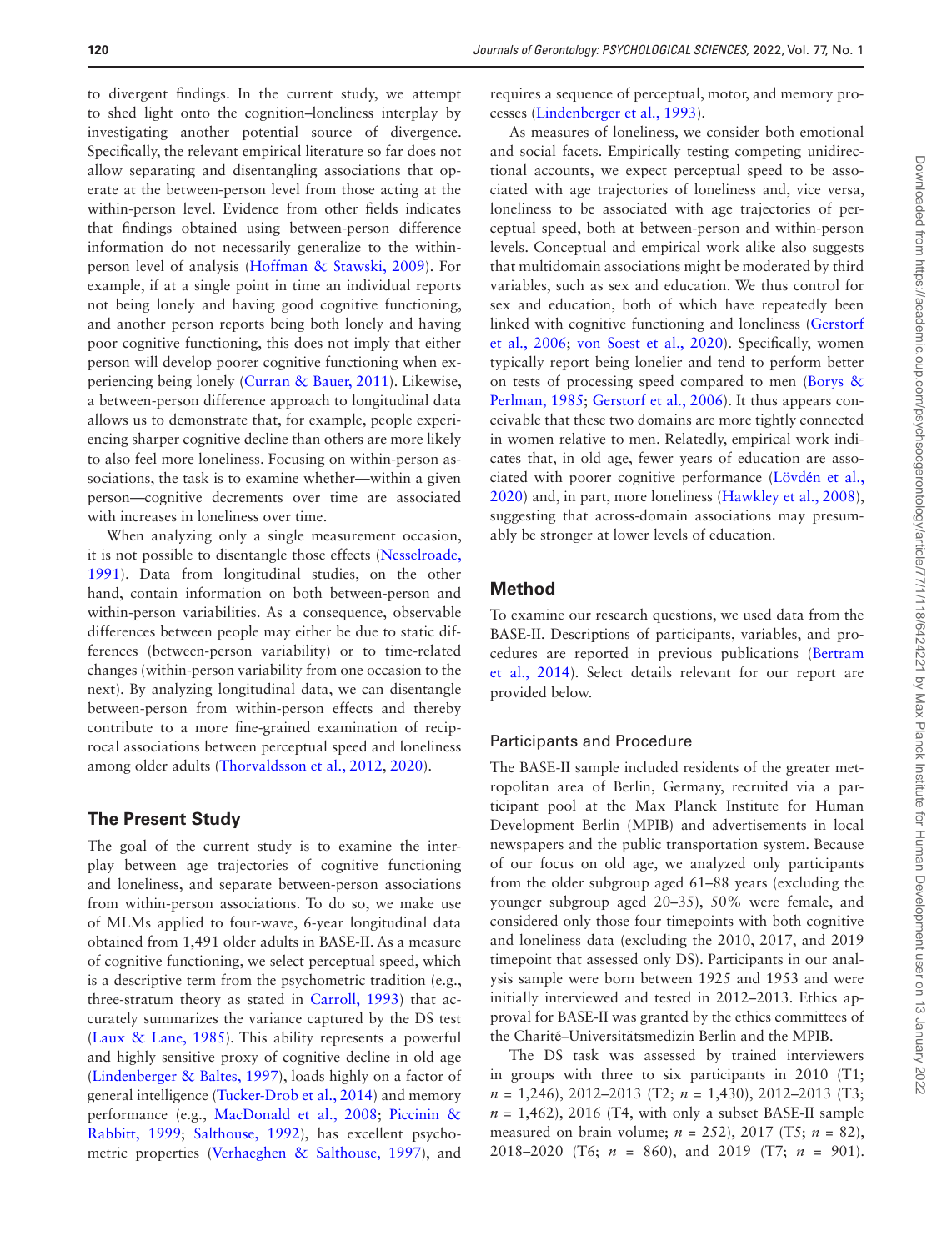to divergent findings. In the current study, we attempt to shed light onto the cognition–loneliness interplay by investigating another potential source of divergence. Specifically, the relevant empirical literature so far does not allow separating and disentangling associations that operate at the between-person level from those acting at the within-person level. Evidence from other fields indicates that findings obtained using between-person difference information do not necessarily generalize to the within-person level of analysis (Hoffman & Stawski, 2009). For example, if at a single point in time an individual reports not being lonely and having good cognitive functioning, and another person reports being both lonely and having poor cognitive functioning, this does not imply that either person will develop poorer cognitive functioning when experiencing being lonely (Curran & Bauer, 2011). Likewise, a between-person difference approach to longitudinal data allows us to demonstrate that, for example, people experiencing sharper cognitive decline than others are more likely to also feel more loneliness. Focusing on within-person associations, the task is to examine whether—within a given person—cognitive decrements over time are associated with increases in loneliness over time.

When analyzing only a single measurement occasion, it is not possible to disentangle those effects (Nesselroade, 1991). Data from longitudinal studies, on the other hand, contain information on both between-person and within-person variabilities. As a consequence, observable differences between people may either be due to static differences (between-person variability) or to time-related changes (within-person variability from one occasion to the next). By analyzing longitudinal data, we can disentangle between-person from within-person effects and thereby contribute to a more fine-grained examination of reciprocal associations between perceptual speed and loneliness among older adults (Thorvaldsson et al., 2012, 2020).

## The Present Study

The goal of the current study is to examine the interplay between age trajectories of cognitive functioning and loneliness, and separate between-person associations from within-person associations. To do so, we make use of MLMs applied to four-wave, 6-year longitudinal data obtained from 1,491 older adults in BASE-II. As a measure of cognitive functioning, we select perceptual speed, which is a descriptive term from the psychometric tradition (e.g., three-stratum theory as stated in Carroll, 1993) that accurately summarizes the variance captured by the DS test (Laux & Lane, 1985). This ability represents a powerful and highly sensitive proxy of cognitive decline in old age (Lindenberger & Baltes, 1997), loads highly on a factor of general intelligence (Tucker-Drob et al., 2014) and memory performance (e.g., MacDonald et al., 2008; Piccinin & Rabbitt, 1999; Salthouse, 1992), has excellent psychometric properties (Verhaeghen & Salthouse, 1997), and requires a sequence of perceptual, motor, and memory processes (Lindenberger et al., 1993).

As measures of loneliness, we consider both emotional and social facets. Empirically testing competing unidirectional accounts, we expect perceptual speed to be associated with age trajectories of loneliness and, vice versa, loneliness to be associated with age trajectories of perceptual speed, both at between-person and within-person levels. Conceptual and empirical work alike also suggests that multidomain associations might be moderated by third variables, such as sex and education. We thus control for sex and education, both of which have repeatedly been linked with cognitive functioning and loneliness (Gerstorf et al., 2006; von Soest et al., 2020). Specifically, women typically report being lonelier and tend to perform better on tests of processing speed compared to men (Borys & Perlman, 1985; Gerstorf et al., 2006). It thus appears conceivable that these two domains are more tightly connected in women relative to men. Relatedly, empirical work indicates that, in old age, fewer years of education are associated with poorer cognitive performance (Lövdén et al., 2020) and, in part, more loneliness (Hawkley et al., 2008), suggesting that across-domain associations may presumably be stronger at lower levels of education.

## Method

To examine our research questions, we used data from the BASE-II. Descriptions of participants, variables, and procedures are reported in previous publications (Bertram et al., 2014). Select details relevant for our report are provided below.

### Participants and Procedure

The BASE-II sample included residents of the greater metropolitan area of Berlin, Germany, recruited via a participant pool at the Max Planck Institute for Human Development Berlin (MPIB) and advertisements in local newspapers and the public transportation system. Because of our focus on old age, we analyzed only participants from the older subgroup aged 61–88 years (excluding the younger subgroup aged 20–35), 50% were female, and considered only those four timepoints with both cognitive and loneliness data (excluding the 2010, 2017, and 2019 timepoint that assessed only DS). Participants in our analysis sample were born between 1925 and 1953 and were initially interviewed and tested in 2012–2013. Ethics approval for BASE-II was granted by the ethics committees of the Charité–Universitätsmedizin Berlin and the MPIB.

The DS task was assessed by trained interviewers in groups with three to six participants in 2010 (T1; $n$ = 1,246), 2012–2013 (T2; $n$ = 1,430), 2012–2013 (T3; $n$ = 1,462), 2016 (T4, with only a subset BASE-II sample measured on brain volume; $n$ = 252), 2017 (T5; $n$ = 82), 2018–2020 (T6; $n$ = 860), and 2019 (T7; $n$ = 901).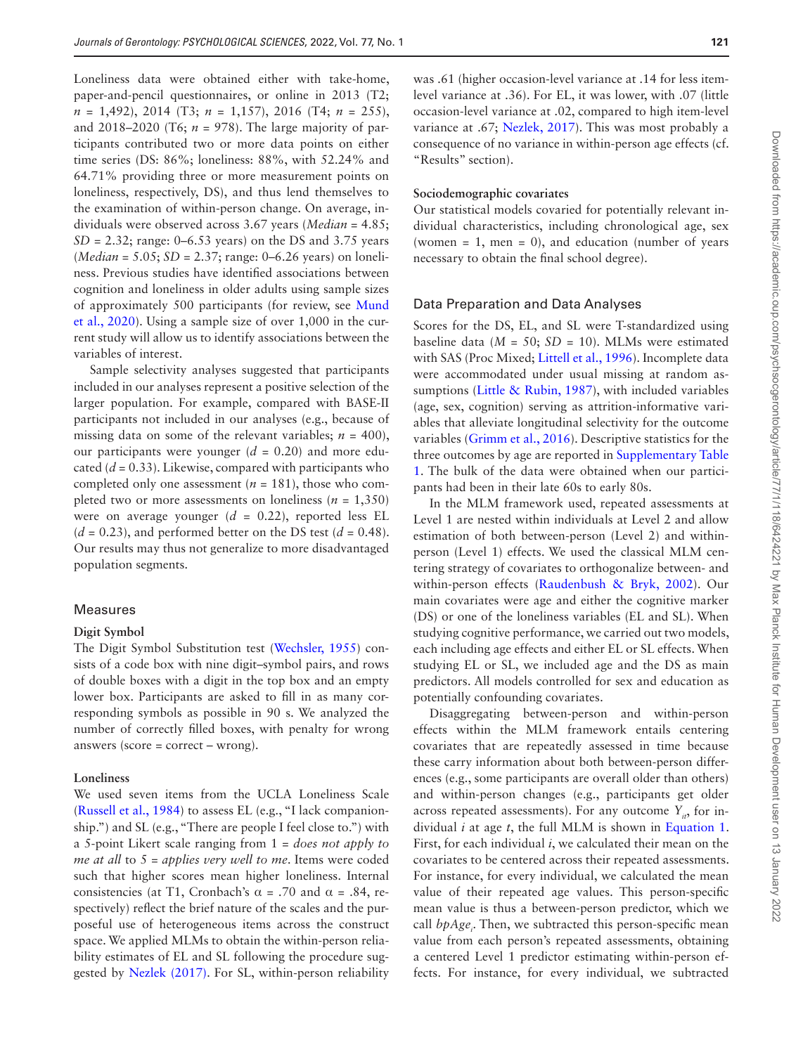Loneliness data were obtained either with take-home, paper-and-pencil questionnaires, or online in 2013 (T2; $n$ = 1,492), 2014 (T3; $n$ = 1,157), 2016 (T4; $n$ = 255), and 2018–2020 (T6; $n$ = 978). The large majority of participants contributed two or more data points on either time series (DS: 86%; loneliness: 88%, with 52.24% and 64.71% providing three or more measurement points on loneliness, respectively, DS), and thus lend themselves to the examination of within-person change. On average, individuals were observed across 3.67 years (*Median* = 4.85; *SD* = 2.32; range: 0–6.53 years) on the DS and 3.75 years (*Median* = 5.05; *SD* = 2.37; range: 0–6.26 years) on loneliness. Previous studies have identified associations between cognition and loneliness in older adults using sample sizes of approximately 500 participants (for review, see Mund et al., 2020). Using a sample size of over 1,000 in the current study will allow us to identify associations between the variables of interest.

Sample selectivity analyses suggested that participants included in our analyses represent a positive selection of the larger population. For example, compared with BASE-II participants not included in our analyses (e.g., because of missing data on some of the relevant variables; $n$ = 400), our participants were younger ($d$ = 0.20) and more educated ($d$ = 0.33). Likewise, compared with participants who completed only one assessment ($n$ = 181), those who completed two or more assessments on loneliness ($n$ = 1,350) were on average younger ($d$ = 0.22), reported less EL ($d$ = 0.23), and performed better on the DS test ($d$ = 0.48). Our results may thus not generalize to more disadvantaged population segments.

## Measures

### Digit Symbol

The Digit Symbol Substitution test (Wechsler, 1955) consists of a code box with nine digit–symbol pairs, and rows of double boxes with a digit in the top box and an empty lower box. Participants are asked to fill in as many corresponding symbols as possible in 90 s. We analyzed the number of correctly filled boxes, with penalty for wrong answers (score = correct – wrong).

### Loneliness

We used seven items from the UCLA Loneliness Scale (Russell et al., 1984) to assess EL (e.g., "I lack companionship.") and SL (e.g., "There are people I feel close to.") with a 5-point Likert scale ranging from 1 = *does not apply to me at all* to 5 = *applies very well to me*. Items were coded such that higher scores mean higher loneliness. Internal consistencies (at T1, Cronbach's α = .70 and α = .84, respectively) reflect the brief nature of the scales and the purposeful use of heterogeneous items across the construct space. We applied MLMs to obtain the within-person reliability estimates of EL and SL following the procedure suggested by Nezlek (2017). For SL, within-person reliability was .61 (higher occasion-level variance at .14 for less item-level variance at .36). For EL, it was lower, with .07 (little occasion-level variance at .02, compared to high item-level variance at .67; Nezlek, 2017). This was most probably a consequence of no variance in within-person age effects (cf. "Results" section).

### Sociodemographic covariates

Our statistical models covaried for potentially relevant individual characteristics, including chronological age, sex (women = 1, men = 0), and education (number of years necessary to obtain the final school degree).

## Data Preparation and Data Analyses

Scores for the DS, EL, and SL were T-standardized using baseline data ($M$ = 50; $SD$ = 10). MLMs were estimated with SAS (Proc Mixed; Littell et al., 1996). Incomplete data were accommodated under usual missing at random assumptions (Little & Rubin, 1987), with included variables (age, sex, cognition) serving as attrition-informative variables that alleviate longitudinal selectivity for the outcome variables (Grimm et al., 2016). Descriptive statistics for the three outcomes by age are reported in Supplementary Table 1. The bulk of the data were obtained when our participants had been in their late 60s to early 80s.

In the MLM framework used, repeated assessments at Level 1 are nested within individuals at Level 2 and allow estimation of both between-person (Level 2) and within-person (Level 1) effects. We used the classical MLM centering strategy of covariates to orthogonalize between- and within-person effects (Raudenbush & Bryk, 2002). Our main covariates were age and either the cognitive marker (DS) or one of the loneliness variables (EL and SL). When studying cognitive performance, we carried out two models, each including age effects and either EL or SL effects. When studying EL or SL, we included age and the DS as main predictors. All models controlled for sex and education as potentially confounding covariates.

Disaggregating between-person and within-person effects within the MLM framework entails centering covariates that are repeatedly assessed in time because these carry information about both between-person differences (e.g., some participants are overall older than others) and within-person changes (e.g., participants get older across repeated assessments). For any outcome $Y_{it}$, for individual $i$ at age $t$, the full MLM is shown in Equation 1. First, for each individual $i$, we calculated their mean on the covariates to be centered across their repeated assessments. For instance, for every individual, we calculated the mean value of their repeated age values. This person-specific mean value is thus a between-person predictor, which we call $bpAge_i$. Then, we subtracted this person-specific mean value from each person's repeated assessments, obtaining a centered Level 1 predictor estimating within-person effects. For instance, for every individual, we subtracted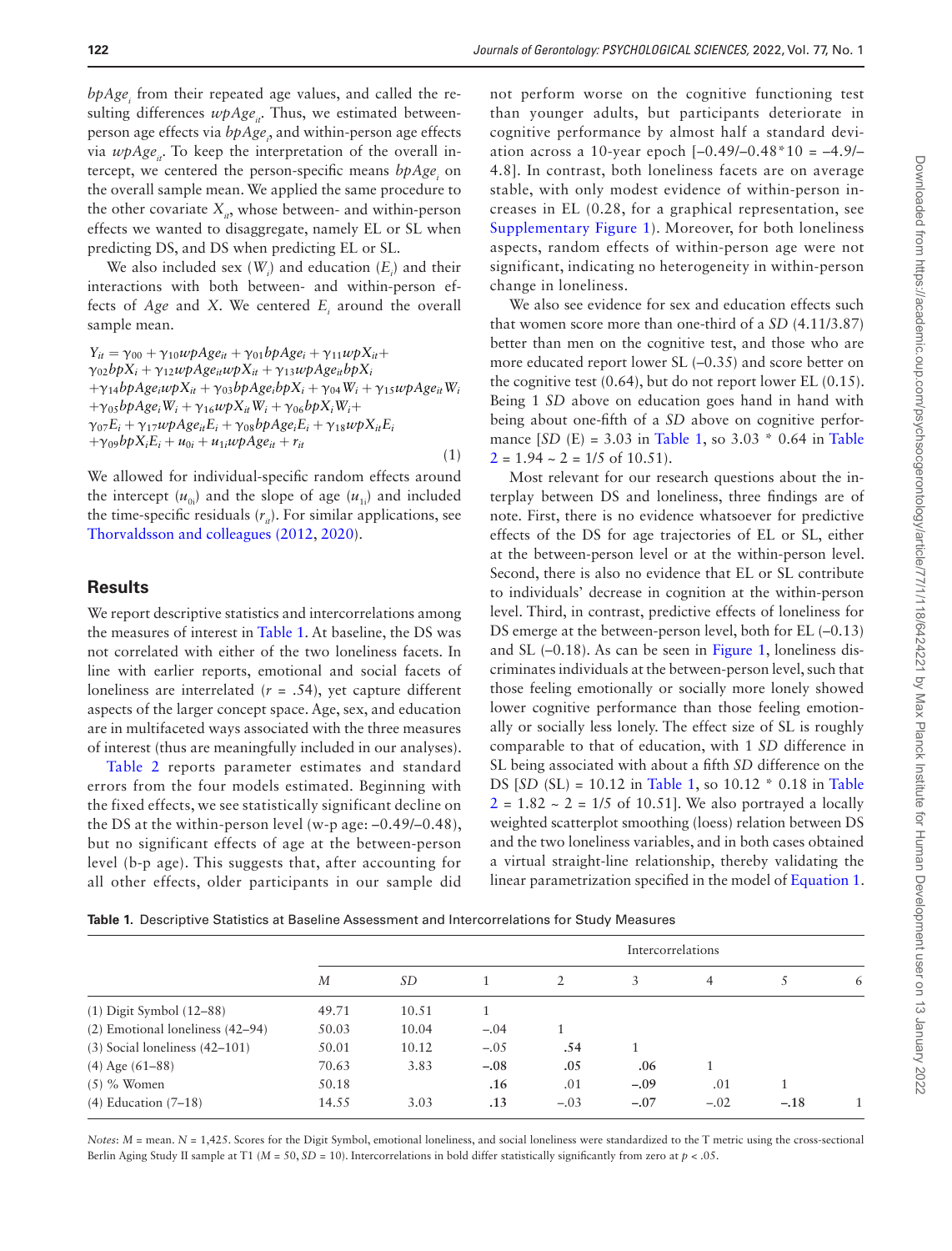$bpAge_i$ from their repeated age values, and called the resulting differences $wpAge_{it}$. Thus, we estimated between-person age effects via $bpAge_i$, and within-person age effects via $wpAge_{it}$. To keep the interpretation of the overall intercept, we centered the person-specific means $bpAge_i$ on the overall sample mean. We applied the same procedure to the other covariate $X_{it}$, whose between- and within-person effects we wanted to disaggregate, namely EL or SL when predicting DS, and DS when predicting EL or SL.

We also included sex ($W_i$) and education ($E_i$) and their interactions with both between- and within-person effects of *Age* and *X*. We centered $E_i$ around the overall sample mean.

$$
\begin{aligned}
Y_{it} = {} & \gamma_{00} + \gamma_{10} wpAge_{it} + \gamma_{01} bpAge_i + \gamma_{11} wpX_{it} + \\
& \gamma_{02} bpX_i + \gamma_{12} wpAge_{it} wpX_{it} + \gamma_{13} wpAge_{it} bpX_i \\
& + \gamma_{14} bpAge_i wpX_{it} + \gamma_{03} bpAge_i bpX_i + \gamma_{04} W_i + \gamma_{15} wpAge_{it} W_i \\
& + \gamma_{05} bpAge_i W_i + \gamma_{16} wpX_{it} W_i + \gamma_{06} bpX_i W_i + \\
& \gamma_{07} E_i + \gamma_{17} wpAge_{it} E_i + \gamma_{08} bpAge_i E_i + \gamma_{18} wpX_{it} E_i \\
& + \gamma_{09} bpX_i E_i + u_{0i} + u_{1i} wpAge_{it} + r_{it}
\end{aligned}
\tag{1}
$$

We allowed for individual-specific random effects around the intercept ($u_{0i}$) and the slope of age ($u_{1i}$) and included the time-specific residuals ($r_{it}$). For similar applications, see Thorvaldsson and colleagues (2012, 2020).

## Results

We report descriptive statistics and intercorrelations among the measures of interest in Table 1. At baseline, the DS was not correlated with either of the two loneliness facets. In line with earlier reports, emotional and social facets of loneliness are interrelated ($r$ = .54), yet capture different aspects of the larger concept space. Age, sex, and education are in multifaceted ways associated with the three measures of interest (thus are meaningfully included in our analyses).

Table 2 reports parameter estimates and standard errors from the four models estimated. Beginning with the fixed effects, we see statistically significant decline on the DS at the within-person level (w-p age: −0.49/−0.48), but no significant effects of age at the between-person level (b-p age). This suggests that, after accounting for all other effects, older participants in our sample did not perform worse on the cognitive functioning test than younger adults, but participants deteriorate in cognitive performance by almost half a standard deviation across a 10-year epoch [−0.49/−0.48*10 = −4.9/−4.8]. In contrast, both loneliness facets are on average stable, with only modest evidence of within-person increases in EL (0.28, for a graphical representation, see Supplementary Figure 1). Moreover, for both loneliness aspects, random effects of within-person age were not significant, indicating no heterogeneity in within-person change in loneliness.

We also see evidence for sex and education effects such that women score more than one-third of a *SD* (4.11/3.87) better than men on the cognitive test, and those who are more educated report lower SL (−0.35) and score better on the cognitive test (0.64), but do not report lower EL (0.15). Being 1 *SD* above on education goes hand in hand with being about one-fifth of a *SD* above on cognitive performance [*SD* (E) = 3.03 in Table 1, so 3.03 * 0.64 in Table 2 = 1.94 ~ 2 = 1/5 of 10.51).

Most relevant for our research questions about the interplay between DS and loneliness, three findings are of note. First, there is no evidence whatsoever for predictive effects of the DS for age trajectories of EL or SL, either at the between-person level or at the within-person level. Second, there is also no evidence that EL or SL contribute to individuals' decrease in cognition at the within-person level. Third, in contrast, predictive effects of loneliness for DS emerge at the between-person level, both for EL (−0.13) and SL (−0.18). As can be seen in Figure 1, loneliness discriminates individuals at the between-person level, such that those feeling emotionally or socially more lonely showed lower cognitive performance than those feeling emotionally or socially less lonely. The effect size of SL is roughly comparable to that of education, with 1 *SD* difference in SL being associated with about a fifth *SD* difference on the DS [*SD* (SL) = 10.12 in Table 1, so 10.12 * 0.18 in Table 2 = 1.82 ~ 2 = 1/5 of 10.51]. We also portrayed a locally weighted scatterplot smoothing (loess) relation between DS and the two loneliness variables, and in both cases obtained a virtual straight-line relationship, thereby validating the linear parametrization specified in the model of Equation 1.

**Table 1.** Descriptive Statistics at Baseline Assessment and Intercorrelations for Study Measures

| | | | Intercorrelations | | | | | |
|---|---|---|---|---|---|---|---|---|
| | *M* | *SD* | 1 | 2 | 3 | 4 | 5 | 6 |
| (1) Digit Symbol (12–88) | 49.71 | 10.51 | 1 | | | | | |
| (2) Emotional loneliness (42–94) | 50.03 | 10.04 | −.04 | 1 | | | | |
| (3) Social loneliness (42–101) | 50.01 | 10.12 | −.05 | **.54** | 1 | | | |
| (4) Age (61–88) | 70.63 | 3.83 | **−.08** | **.05** | **.06** | 1 | | |
| (5) % Women | 50.18 | | **.16** | .01 | **−.09** | .01 | 1 | |
| (4) Education (7–18) | 14.55 | 3.03 | **.13** | −.03 | **−.07** | −.02 | **−.18** | 1 |

*Notes*: *M* = mean. *N* = 1,425. Scores for the Digit Symbol, emotional loneliness, and social loneliness were standardized to the T metric using the cross-sectional Berlin Aging Study II sample at T1 (*M* = 50, *SD* = 10). Intercorrelations in bold differ statistically significantly from zero at $p < .05$.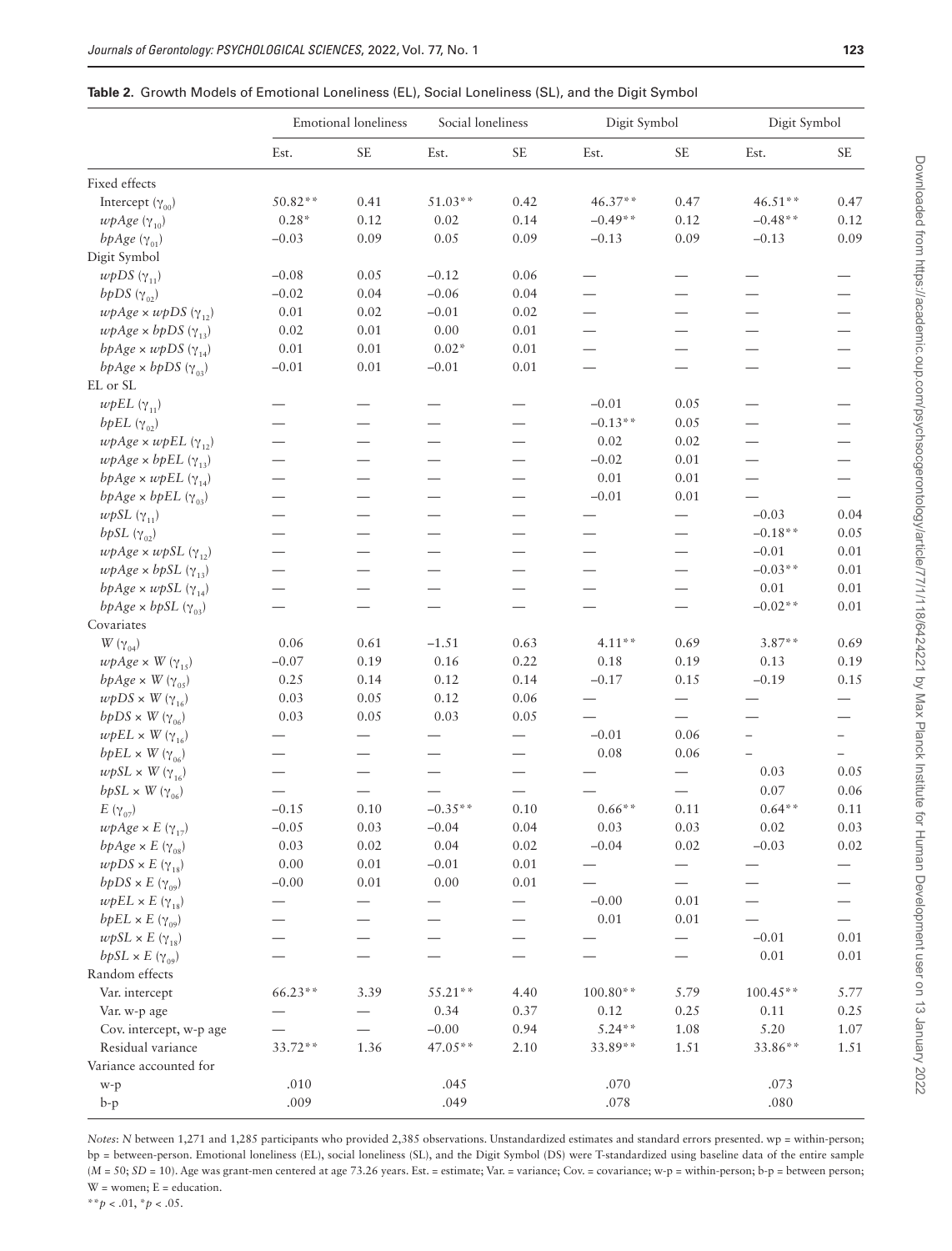**Table 2.** Growth Models of Emotional Loneliness (EL), Social Loneliness (SL), and the Digit Symbol

| | Emotional loneliness | | Social loneliness | | Digit Symbol | | Digit Symbol | |
|---|---|---|---|---|---|---|---|---|
| | Est. | SE | Est. | SE | Est. | SE | Est. | SE |
| Fixed effects | | | | | | | | |
| Intercept ($\gamma_{00}$) | 50.82** | 0.41 | 51.03** | 0.42 | 46.37** | 0.47 | 46.51** | 0.47 |
| *wpAge* ($\gamma_{10}$) | 0.28* | 0.12 | 0.02 | 0.14 | −0.49** | 0.12 | −0.48** | 0.12 |
| *bpAge* ($\gamma_{01}$) | −0.03 | 0.09 | 0.05 | 0.09 | −0.13 | 0.09 | −0.13 | 0.09 |
| Digit Symbol | | | | | | | | |
| *wpDS* ($\gamma_{11}$) | −0.08 | 0.05 | −0.12 | 0.06 | — | — | — | — |
| *bpDS* ($\gamma_{02}$) | −0.02 | 0.04 | −0.06 | 0.04 | — | — | — | — |
| *wpAge* × *wpDS* ($\gamma_{12}$) | 0.01 | 0.02 | −0.01 | 0.02 | — | — | — | — |
| *wpAge* × *bpDS* ($\gamma_{13}$) | 0.02 | 0.01 | 0.00 | 0.01 | — | — | — | — |
| *bpAge* × *wpDS* ($\gamma_{14}$) | 0.01 | 0.01 | 0.02* | 0.01 | — | — | — | — |
| *bpAge* × *bpDS* ($\gamma_{03}$) | −0.01 | 0.01 | −0.01 | 0.01 | — | — | — | — |
| EL or SL | | | | | | | | |
| *wpEL* ($\gamma_{11}$) | — | — | — | — | −0.01 | 0.05 | — | — |
| *bpEL* ($\gamma_{02}$) | — | — | — | — | −0.13** | 0.05 | — | — |
| *wpAge* × *wpEL* ($\gamma_{12}$) | — | — | — | — | 0.02 | 0.02 | — | — |
| *wpAge* × *bpEL* ($\gamma_{13}$) | — | — | — | — | −0.02 | 0.01 | — | — |
| *bpAge* × *wpEL* ($\gamma_{14}$) | — | — | — | — | 0.01 | 0.01 | — | — |
| *bpAge* × *bpEL* ($\gamma_{03}$) | — | — | — | — | −0.01 | 0.01 | — | — |
| *wpSL* ($\gamma_{11}$) | — | — | — | — | — | — | −0.03 | 0.04 |
| *bpSL* ($\gamma_{02}$) | — | — | — | — | — | — | −0.18** | 0.05 |
| *wpAge* × *wpSL* ($\gamma_{12}$) | — | — | — | — | — | — | −0.01 | 0.01 |
| *wpAge* × *bpSL* ($\gamma_{13}$) | — | — | — | — | — | — | −0.03** | 0.01 |
| *bpAge* × *wpSL* ($\gamma_{14}$) | — | — | — | — | — | — | 0.01 | 0.01 |
| *bpAge* × *bpSL* ($\gamma_{03}$) | — | — | — | — | — | — | −0.02** | 0.01 |
| Covariates | | | | | | | | |
| *W* ($\gamma_{04}$) | 0.06 | 0.61 | −1.51 | 0.63 | 4.11** | 0.69 | 3.87** | 0.69 |
| *wpAge* × *W* ($\gamma_{15}$) | −0.07 | 0.19 | 0.16 | 0.22 | 0.18 | 0.19 | 0.13 | 0.19 |
| *bpAge* × *W* ($\gamma_{05}$) | 0.25 | 0.14 | 0.12 | 0.14 | −0.17 | 0.15 | −0.19 | 0.15 |
| *wpDS* × *W* ($\gamma_{16}$) | 0.03 | 0.05 | 0.12 | 0.06 | — | — | — | — |
| *bpDS* × *W* ($\gamma_{06}$) | 0.03 | 0.05 | 0.03 | 0.05 | — | — | — | — |
| *wpEL* × *W* ($\gamma_{16}$) | — | — | — | — | −0.01 | 0.06 | – | – |
| *bpEL* × *W* ($\gamma_{06}$) | — | — | — | — | 0.08 | 0.06 | – | – |
| *wpSL* × *W* ($\gamma_{16}$) | — | — | — | — | — | — | 0.03 | 0.05 |
| *bpSL* × *W* ($\gamma_{06}$) | — | — | — | — | — | — | 0.07 | 0.06 |
| *E* ($\gamma_{07}$) | −0.15 | 0.10 | −0.35** | 0.10 | 0.66** | 0.11 | 0.64** | 0.11 |
| *wpAge* × *E* ($\gamma_{17}$) | −0.05 | 0.03 | −0.04 | 0.04 | 0.03 | 0.03 | 0.02 | 0.03 |
| *bpAge* × *E* ($\gamma_{08}$) | 0.03 | 0.02 | 0.04 | 0.02 | −0.04 | 0.02 | −0.03 | 0.02 |
| *wpDS* × *E* ($\gamma_{18}$) | 0.00 | 0.01 | −0.01 | 0.01 | — | — | — | — |
| *bpDS* × *E* ($\gamma_{09}$) | −0.00 | 0.01 | 0.00 | 0.01 | — | — | — | — |
| *wpEL* × *E* ($\gamma_{18}$) | — | — | — | — | −0.00 | 0.01 | — | — |
| *bpEL* × *E* ($\gamma_{09}$) | — | — | — | — | 0.01 | 0.01 | — | — |
| *wpSL* × *E* ($\gamma_{18}$) | — | — | — | — | — | — | −0.01 | 0.01 |
| *bpSL* × *E* ($\gamma_{09}$) | — | — | — | — | — | — | 0.01 | 0.01 |
| Random effects | | | | | | | | |
| Var. intercept | 66.23** | 3.39 | 55.21** | 4.40 | 100.80** | 5.79 | 100.45** | 5.77 |
| Var. w-p age | — | — | 0.34 | 0.37 | 0.12 | 0.25 | 0.11 | 0.25 |
| Cov. intercept, w-p age | — | — | −0.00 | 0.94 | 5.24** | 1.08 | 5.20 | 1.07 |
| Residual variance | 33.72** | 1.36 | 47.05** | 2.10 | 33.89** | 1.51 | 33.86** | 1.51 |
| Variance accounted for | | | | | | | | |
| w-p | .010 | | .045 | | .070 | | .073 | |
| b-p | .009 | | .049 | | .078 | | .080 | |

*Notes*: *N* between 1,271 and 1,285 participants who provided 2,385 observations. Unstandardized estimates and standard errors presented. wp = within-person; bp = between-person. Emotional loneliness (EL), social loneliness (SL), and the Digit Symbol (DS) were T-standardized using baseline data of the entire sample (*M* = 50; *SD* = 10). Age was grant-men centered at age 73.26 years. Est. = estimate; Var. = variance; Cov. = covariance; w-p = within-person; b-p = between person; W = women; E = education.

$^{**}p < .01$, $^{*}p < .05$.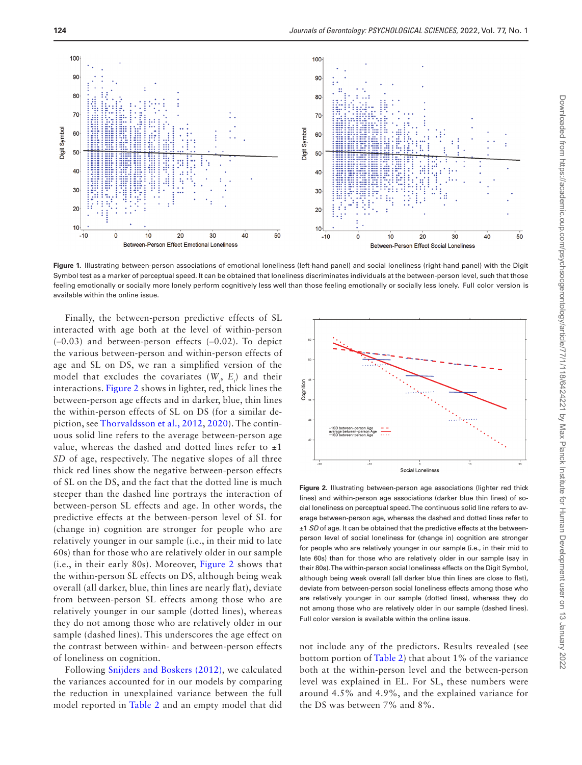Figure 1. Illustrating between-person associations of emotional loneliness (left-hand panel) and social loneliness (right-hand panel) with the Digit Symbol test as a marker of perceptual speed. It can be obtained that loneliness discriminates individuals at the between-person level, such that those feeling emotionally or socially more lonely perform cognitively less well than those feeling emotionally or socially less lonely. Full color version is available within the online issue.

Finally, the between-person predictive effects of SL interacted with age both at the level of within-person (–0.03) and between-person effects (–0.02). To depict the various between-person and within-person effects of age and SL on DS, we ran a simplified version of the model that excludes the covariates ($W_i$, $E_i$) and their interactions. Figure 2 shows in lighter, red, thick lines the between-person age effects and in darker, blue, thin lines the within-person effects of SL on DS (for a similar depiction, see Thorvaldsson et al., 2012, 2020). The continuous solid line refers to the average between-person age value, whereas the dashed and dotted lines refer to ±1 *SD* of age, respectively. The negative slopes of all three thick red lines show the negative between-person effects of SL on the DS, and the fact that the dotted line is much steeper than the dashed line portrays the interaction of between-person SL effects and age. In other words, the predictive effects at the between-person level of SL for (change in) cognition are stronger for people who are relatively younger in our sample (i.e., in their mid to late 60s) than for those who are relatively older in our sample (i.e., in their early 80s). Moreover, Figure 2 shows that the within-person SL effects on DS, although being weak overall (all darker, blue, thin lines are nearly flat), deviate from between-person SL effects among those who are relatively younger in our sample (dotted lines), whereas they do not among those who are relatively older in our sample (dashed lines). This underscores the age effect on the contrast between within- and between-person effects of loneliness on cognition.

Following Snijders and Boskers (2012), we calculated the variances accounted for in our models by comparing the reduction in unexplained variance between the full model reported in Table 2 and an empty model that did not include any of the predictors. Results revealed (see bottom portion of Table 2) that about 1% of the variance both at the within-person level and the between-person level was explained in EL. For SL, these numbers were around 4.5% and 4.9%, and the explained variance for the DS was between 7% and 8%.

Figure 2. Illustrating between-person age associations (lighter red thick lines) and within-person age associations (darker blue thin lines) of social loneliness on perceptual speed. The continuous solid line refers to average between-person age, whereas the dashed and dotted lines refer to ±1 *SD* of age. It can be obtained that the predictive effects at the between-person level of social loneliness for (change in) cognition are stronger for people who are relatively younger in our sample (i.e., in their mid to late 60s) than for those who are relatively older in our sample (say in their 80s). The within-person social loneliness effects on the Digit Symbol, although being weak overall (all darker blue thin lines are close to flat), deviate from between-person social loneliness effects among those who are relatively younger in our sample (dotted lines), whereas they do not among those who are relatively older in our sample (dashed lines). Full color version is available within the online issue.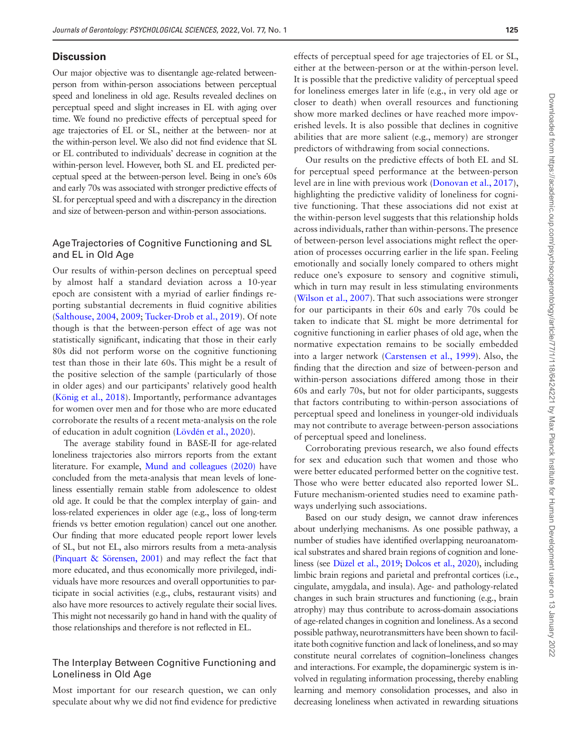## Discussion

Our major objective was to disentangle age-related between-person from within-person associations between perceptual speed and loneliness in old age. Results revealed declines on perceptual speed and slight increases in EL with aging over time. We found no predictive effects of perceptual speed for age trajectories of EL or SL, neither at the between- nor at the within-person level. We also did not find evidence that SL or EL contributed to individuals' decrease in cognition at the within-person level. However, both SL and EL predicted perceptual speed at the between-person level. Being in one's 60s and early 70s was associated with stronger predictive effects of SL for perceptual speed and with a discrepancy in the direction and size of between-person and within-person associations.

### Age Trajectories of Cognitive Functioning and SL and EL in Old Age

Our results of within-person declines on perceptual speed by almost half a standard deviation across a 10-year epoch are consistent with a myriad of earlier findings reporting substantial decrements in fluid cognitive abilities (Salthouse, 2004, 2009; Tucker-Drob et al., 2019). Of note though is that the between-person effect of age was not statistically significant, indicating that those in their early 80s did not perform worse on the cognitive functioning test than those in their late 60s. This might be a result of the positive selection of the sample (particularly of those in older ages) and our participants' relatively good health (König et al., 2018). Importantly, performance advantages for women over men and for those who are more educated corroborate the results of a recent meta-analysis on the role of education in adult cognition (Lövdén et al., 2020).

The average stability found in BASE-II for age-related loneliness trajectories also mirrors reports from the extant literature. For example, Mund and colleagues (2020) have concluded from the meta-analysis that mean levels of loneliness essentially remain stable from adolescence to oldest old age. It could be that the complex interplay of gain- and loss-related experiences in older age (e.g., loss of long-term friends vs better emotion regulation) cancel out one another. Our finding that more educated people report lower levels of SL, but not EL, also mirrors results from a meta-analysis (Pinquart & Sörensen, 2001) and may reflect the fact that more educated, and thus economically more privileged, individuals have more resources and overall opportunities to participate in social activities (e.g., clubs, restaurant visits) and also have more resources to actively regulate their social lives. This might not necessarily go hand in hand with the quality of those relationships and therefore is not reflected in EL.

### The Interplay Between Cognitive Functioning and Loneliness in Old Age

Most important for our research question, we can only speculate about why we did not find evidence for predictive effects of perceptual speed for age trajectories of EL or SL, either at the between-person or at the within-person level. It is possible that the predictive validity of perceptual speed for loneliness emerges later in life (e.g., in very old age or closer to death) when overall resources and functioning show more marked declines or have reached more impoverished levels. It is also possible that declines in cognitive abilities that are more salient (e.g., memory) are stronger predictors of withdrawing from social connections.

Our results on the predictive effects of both EL and SL for perceptual speed performance at the between-person level are in line with previous work (Donovan et al., 2017), highlighting the predictive validity of loneliness for cognitive functioning. That these associations did not exist at the within-person level suggests that this relationship holds across individuals, rather than within-persons. The presence of between-person level associations might reflect the operation of processes occurring earlier in the life span. Feeling emotionally and socially lonely compared to others might reduce one's exposure to sensory and cognitive stimuli, which in turn may result in less stimulating environments (Wilson et al., 2007). That such associations were stronger for our participants in their 60s and early 70s could be taken to indicate that SL might be more detrimental for cognitive functioning in earlier phases of old age, when the normative expectation remains to be socially embedded into a larger network (Carstensen et al., 1999). Also, the finding that the direction and size of between-person and within-person associations differed among those in their 60s and early 70s, but not for older participants, suggests that factors contributing to within-person associations of perceptual speed and loneliness in younger-old individuals may not contribute to average between-person associations of perceptual speed and loneliness.

Corroborating previous research, we also found effects for sex and education such that women and those who were better educated performed better on the cognitive test. Those who were better educated also reported lower SL. Future mechanism-oriented studies need to examine pathways underlying such associations.

Based on our study design, we cannot draw inferences about underlying mechanisms. As one possible pathway, a number of studies have identified overlapping neuroanatomical substrates and shared brain regions of cognition and loneliness (see Düzel et al., 2019; Dolcos et al., 2020), including limbic brain regions and parietal and prefrontal cortices (i.e., cingulate, amygdala, and insula). Age- and pathology-related changes in such brain structures and functioning (e.g., brain atrophy) may thus contribute to across-domain associations of age-related changes in cognition and loneliness. As a second possible pathway, neurotransmitters have been shown to facilitate both cognitive function and lack of loneliness, and so may constitute neural correlates of cognition–loneliness changes and interactions. For example, the dopaminergic system is involved in regulating information processing, thereby enabling learning and memory consolidation processes, and also in decreasing loneliness when activated in rewarding situations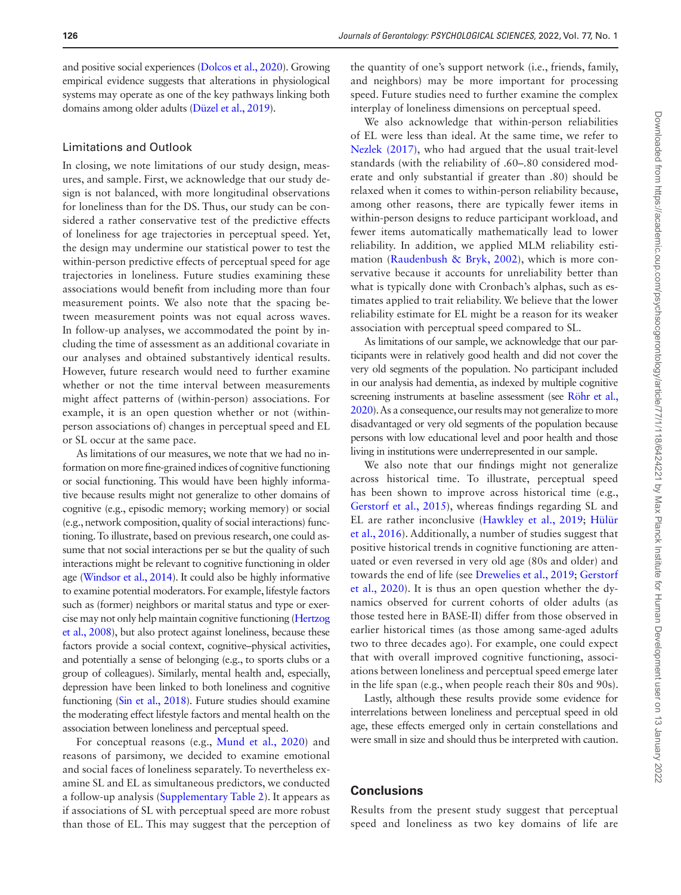and positive social experiences (Dolcos et al., 2020). Growing empirical evidence suggests that alterations in physiological systems may operate as one of the key pathways linking both domains among older adults (Düzel et al., 2019).

### Limitations and Outlook

In closing, we note limitations of our study design, measures, and sample. First, we acknowledge that our study design is not balanced, with more longitudinal observations for loneliness than for the DS. Thus, our study can be considered a rather conservative test of the predictive effects of loneliness for age trajectories in perceptual speed. Yet, the design may undermine our statistical power to test the within-person predictive effects of perceptual speed for age trajectories in loneliness. Future studies examining these associations would benefit from including more than four measurement points. We also note that the spacing between measurement points was not equal across waves. In follow-up analyses, we accommodated the point by including the time of assessment as an additional covariate in our analyses and obtained substantively identical results. However, future research would need to further examine whether or not the time interval between measurements might affect patterns of (within-person) associations. For example, it is an open question whether or not (within-person associations of) changes in perceptual speed and EL or SL occur at the same pace.

As limitations of our measures, we note that we had no information on more fine-grained indices of cognitive functioning or social functioning. This would have been highly informative because results might not generalize to other domains of cognitive (e.g., episodic memory; working memory) or social (e.g., network composition, quality of social interactions) functioning. To illustrate, based on previous research, one could assume that not social interactions per se but the quality of such interactions might be relevant to cognitive functioning in older age (Windsor et al., 2014). It could also be highly informative to examine potential moderators. For example, lifestyle factors such as (former) neighbors or marital status and type or exercise may not only help maintain cognitive functioning (Hertzog et al., 2008), but also protect against loneliness, because these factors provide a social context, cognitive–physical activities, and potentially a sense of belonging (e.g., to sports clubs or a group of colleagues). Similarly, mental health and, especially, depression have been linked to both loneliness and cognitive functioning (Sin et al., 2018). Future studies should examine the moderating effect lifestyle factors and mental health on the association between loneliness and perceptual speed.

For conceptual reasons (e.g., Mund et al., 2020) and reasons of parsimony, we decided to examine emotional and social faces of loneliness separately. To nevertheless examine SL and EL as simultaneous predictors, we conducted a follow-up analysis (Supplementary Table 2). It appears as if associations of SL with perceptual speed are more robust than those of EL. This may suggest that the perception of the quantity of one's support network (i.e., friends, family, and neighbors) may be more important for processing speed. Future studies need to further examine the complex interplay of loneliness dimensions on perceptual speed.

We also acknowledge that within-person reliabilities of EL were less than ideal. At the same time, we refer to Nezlek (2017), who had argued that the usual trait-level standards (with the reliability of .60–.80 considered moderate and only substantial if greater than .80) should be relaxed when it comes to within-person reliability because, among other reasons, there are typically fewer items in within-person designs to reduce participant workload, and fewer items automatically mathematically lead to lower reliability. In addition, we applied MLM reliability estimation (Raudenbush & Bryk, 2002), which is more conservative because it accounts for unreliability better than what is typically done with Cronbach's alphas, such as estimates applied to trait reliability. We believe that the lower reliability estimate for EL might be a reason for its weaker association with perceptual speed compared to SL.

As limitations of our sample, we acknowledge that our participants were in relatively good health and did not cover the very old segments of the population. No participant included in our analysis had dementia, as indexed by multiple cognitive screening instruments at baseline assessment (see Röhr et al., 2020). As a consequence, our results may not generalize to more disadvantaged or very old segments of the population because persons with low educational level and poor health and those living in institutions were underrepresented in our sample.

We also note that our findings might not generalize across historical time. To illustrate, perceptual speed has been shown to improve across historical time (e.g., Gerstorf et al., 2015), whereas findings regarding SL and EL are rather inconclusive (Hawkley et al., 2019; Hülür et al., 2016). Additionally, a number of studies suggest that positive historical trends in cognitive functioning are attenuated or even reversed in very old age (80s and older) and towards the end of life (see Drewelies et al., 2019; Gerstorf et al., 2020). It is thus an open question whether the dynamics observed for current cohorts of older adults (as those tested here in BASE-II) differ from those observed in earlier historical times (as those among same-aged adults two to three decades ago). For example, one could expect that with overall improved cognitive functioning, associations between loneliness and perceptual speed emerge later in the life span (e.g., when people reach their 80s and 90s).

Lastly, although these results provide some evidence for interrelations between loneliness and perceptual speed in old age, these effects emerged only in certain constellations and were small in size and should thus be interpreted with caution.

## Conclusions

Results from the present study suggest that perceptual speed and loneliness as two key domains of life are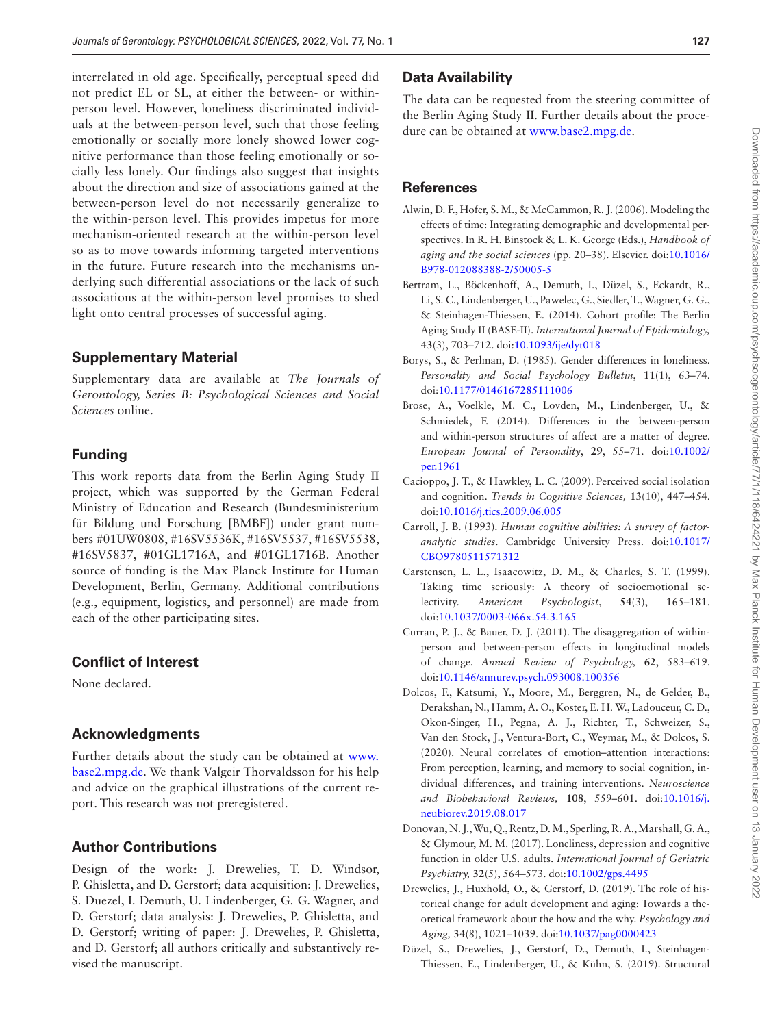interrelated in old age. Specifically, perceptual speed did not predict EL or SL, at either the between- or within-person level. However, loneliness discriminated individuals at the between-person level, such that those feeling emotionally or socially more lonely showed lower cognitive performance than those feeling emotionally or socially less lonely. Our findings also suggest that insights about the direction and size of associations gained at the between-person level do not necessarily generalize to the within-person level. This provides impetus for more mechanism-oriented research at the within-person level so as to move towards informing targeted interventions in the future. Future research into the mechanisms underlying such differential associations or the lack of such associations at the within-person level promises to shed light onto central processes of successful aging.

## Supplementary Material

Supplementary data are available at *The Journals of Gerontology, Series B: Psychological Sciences and Social Sciences* online.

## Funding

This work reports data from the Berlin Aging Study II project, which was supported by the German Federal Ministry of Education and Research (Bundesministerium für Bildung und Forschung [BMBF]) under grant numbers #01UW0808, #16SV5536K, #16SV5537, #16SV5538, #16SV5837, #01GL1716A, and #01GL1716B. Another source of funding is the Max Planck Institute for Human Development, Berlin, Germany. Additional contributions (e.g., equipment, logistics, and personnel) are made from each of the other participating sites.

## Conflict of Interest

None declared.

## Acknowledgments

Further details about the study can be obtained at www.base2.mpg.de. We thank Valgeir Thorvaldsson for his help and advice on the graphical illustrations of the current report. This research was not preregistered.

## Author Contributions

Design of the work: J. Drewelies, T. D. Windsor, P. Ghisletta, and D. Gerstorf; data acquisition: J. Drewelies, S. Duezel, I. Demuth, U. Lindenberger, G. G. Wagner, and D. Gerstorf; data analysis: J. Drewelies, P. Ghisletta, and D. Gerstorf; writing of paper: J. Drewelies, P. Ghisletta, and D. Gerstorf; all authors critically and substantively revised the manuscript.

## Data Availability

The data can be requested from the steering committee of the Berlin Aging Study II. Further details about the procedure can be obtained at www.base2.mpg.de.

## References

Alwin, D. F., Hofer, S. M., & McCammon, R. J. (2006). Modeling the effects of time: Integrating demographic and developmental perspectives. In R. H. Binstock & L. K. George (Eds.), *Handbook of aging and the social sciences* (pp. 20–38). Elsevier. doi:10.1016/B978-012088388-2/50005-5

Bertram, L., Böckenhoff, A., Demuth, I., Düzel, S., Eckardt, R., Li, S. C., Lindenberger, U., Pawelec, G., Siedler, T., Wagner, G. G., & Steinhagen-Thiessen, E. (2014). Cohort profile: The Berlin Aging Study II (BASE-II). *International Journal of Epidemiology,* **43**(3), 703–712. doi:10.1093/ije/dyt018

Borys, S., & Perlman, D. (1985). Gender differences in loneliness. *Personality and Social Psychology Bulletin*, **11**(1), 63–74. doi:10.1177/0146167285111006

Brose, A., Voelkle, M. C., Lovden, M., Lindenberger, U., & Schmiedek, F. (2014). Differences in the between-person and within-person structures of affect are a matter of degree. *European Journal of Personality*, **29**, 55–71. doi:10.1002/per.1961

Cacioppo, J. T., & Hawkley, L. C. (2009). Perceived social isolation and cognition. *Trends in Cognitive Sciences,* **13**(10), 447–454. doi:10.1016/j.tics.2009.06.005

Carroll, J. B. (1993). *Human cognitive abilities: A survey of factor-analytic studies*. Cambridge University Press. doi:10.1017/CBO9780511571312

Carstensen, L. L., Isaacowitz, D. M., & Charles, S. T. (1999). Taking time seriously: A theory of socioemotional selectivity. *American Psychologist*, **54**(3), 165–181. doi:10.1037/0003-066x.54.3.165

Curran, P. J., & Bauer, D. J. (2011). The disaggregation of within-person and between-person effects in longitudinal models of change. *Annual Review of Psychology,* **62**, 583–619. doi:10.1146/annurev.psych.093008.100356

Dolcos, F., Katsumi, Y., Moore, M., Berggren, N., de Gelder, B., Derakshan, N., Hamm, A. O., Koster, E. H. W., Ladouceur, C. D., Okon-Singer, H., Pegna, A. J., Richter, T., Schweizer, S., Van den Stock, J., Ventura-Bort, C., Weymar, M., & Dolcos, S. (2020). Neural correlates of emotion–attention interactions: From perception, learning, and memory to social cognition, individual differences, and training interventions. *Neuroscience and Biobehavioral Reviews,* **108**, 559–601. doi:10.1016/j.neubiorev.2019.08.017

Donovan, N. J., Wu, Q., Rentz, D. M., Sperling, R. A., Marshall, G. A., & Glymour, M. M. (2017). Loneliness, depression and cognitive function in older U.S. adults. *International Journal of Geriatric Psychiatry,* **32**(5), 564–573. doi:10.1002/gps.4495

Drewelies, J., Huxhold, O., & Gerstorf, D. (2019). The role of historical change for adult development and aging: Towards a theoretical framework about the how and the why. *Psychology and Aging,* **34**(8), 1021–1039. doi:10.1037/pag0000423

Düzel, S., Drewelies, J., Gerstorf, D., Demuth, I., Steinhagen-Thiessen, E., Lindenberger, U., & Kühn, S. (2019). Structural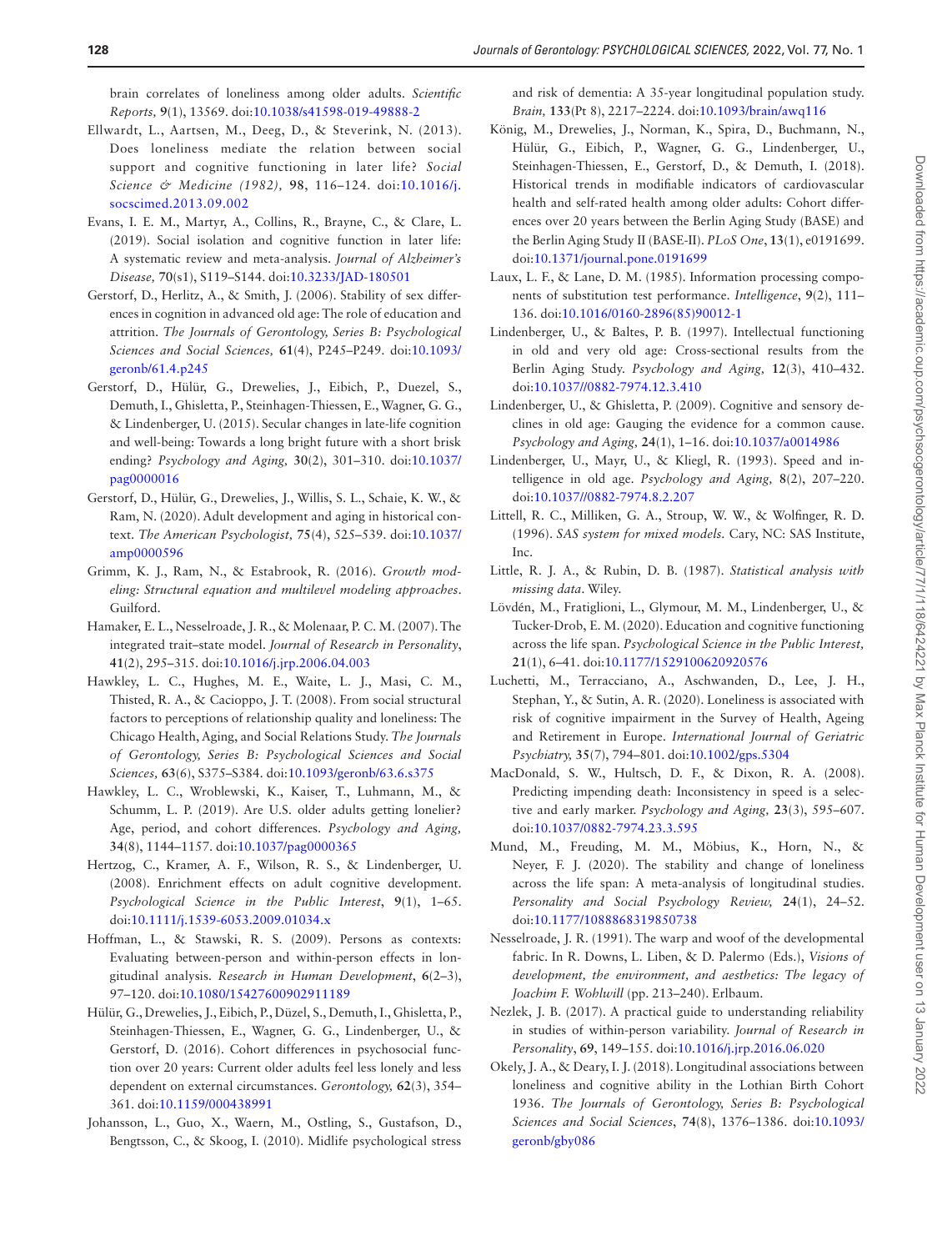brain correlates of loneliness among older adults. *Scientific Reports,* **9**(1), 13569. doi:10.1038/s41598-019-49888-2

Ellwardt, L., Aartsen, M., Deeg, D., & Steverink, N. (2013). Does loneliness mediate the relation between social support and cognitive functioning in later life? *Social Science & Medicine (1982),* **98**, 116–124. doi:10.1016/j.socscimed.2013.09.002

Evans, I. E. M., Martyr, A., Collins, R., Brayne, C., & Clare, L. (2019). Social isolation and cognitive function in later life: A systematic review and meta-analysis. *Journal of Alzheimer's Disease,* **70**(s1), S119–S144. doi:10.3233/JAD-180501

Gerstorf, D., Herlitz, A., & Smith, J. (2006). Stability of sex differences in cognition in advanced old age: The role of education and attrition. *The Journals of Gerontology, Series B: Psychological Sciences and Social Sciences,* **61**(4), P245–P249. doi:10.1093/geronb/61.4.p245

Gerstorf, D., Hülür, G., Drewelies, J., Eibich, P., Duezel, S., Demuth, I., Ghisletta, P., Steinhagen-Thiessen, E., Wagner, G. G., & Lindenberger, U. (2015). Secular changes in late-life cognition and well-being: Towards a long bright future with a short brisk ending? *Psychology and Aging,* **30**(2), 301–310. doi:10.1037/pag0000016

Gerstorf, D., Hülür, G., Drewelies, J., Willis, S. L., Schaie, K. W., & Ram, N. (2020). Adult development and aging in historical context. *The American Psychologist,* **75**(4), 525–539. doi:10.1037/amp0000596

Grimm, K. J., Ram, N., & Estabrook, R. (2016). *Growth modeling: Structural equation and multilevel modeling approaches*. Guilford.

Hamaker, E. L., Nesselroade, J. R., & Molenaar, P. C. M. (2007). The integrated trait–state model. *Journal of Research in Personality*, **41**(2), 295–315. doi:10.1016/j.jrp.2006.04.003

Hawkley, L. C., Hughes, M. E., Waite, L. J., Masi, C. M., Thisted, R. A., & Cacioppo, J. T. (2008). From social structural factors to perceptions of relationship quality and loneliness: The Chicago Health, Aging, and Social Relations Study. *The Journals of Gerontology, Series B: Psychological Sciences and Social Sciences,* **63**(6), S375–S384. doi:10.1093/geronb/63.6.s375

Hawkley, L. C., Wroblewski, K., Kaiser, T., Luhmann, M., & Schumm, L. P. (2019). Are U.S. older adults getting lonelier? Age, period, and cohort differences. *Psychology and Aging,* **34**(8), 1144–1157. doi:10.1037/pag0000365

Hertzog, C., Kramer, A. F., Wilson, R. S., & Lindenberger, U. (2008). Enrichment effects on adult cognitive development. *Psychological Science in the Public Interest*, **9**(1), 1–65. doi:10.1111/j.1539-6053.2009.01034.x

Hoffman, L., & Stawski, R. S. (2009). Persons as contexts: Evaluating between-person and within-person effects in longitudinal analysis. *Research in Human Development*, **6**(2–3), 97–120. doi:10.1080/15427600902911189

Hülür, G., Drewelies, J., Eibich, P., Düzel, S., Demuth, I., Ghisletta, P., Steinhagen-Thiessen, E., Wagner, G. G., Lindenberger, U., & Gerstorf, D. (2016). Cohort differences in psychosocial function over 20 years: Current older adults feel less lonely and less dependent on external circumstances. *Gerontology,* **62**(3), 354–361. doi:10.1159/000438991

Johansson, L., Guo, X., Waern, M., Ostling, S., Gustafson, D., Bengtsson, C., & Skoog, I. (2010). Midlife psychological stress and risk of dementia: A 35-year longitudinal population study. *Brain,* **133**(Pt 8), 2217–2224. doi:10.1093/brain/awq116

König, M., Drewelies, J., Norman, K., Spira, D., Buchmann, N., Hülür, G., Eibich, P., Wagner, G. G., Lindenberger, U., Steinhagen-Thiessen, E., Gerstorf, D., & Demuth, I. (2018). Historical trends in modifiable indicators of cardiovascular health and self-rated health among older adults: Cohort differences over 20 years between the Berlin Aging Study (BASE) and the Berlin Aging Study II (BASE-II). *PLoS One*, **13**(1), e0191699. doi:10.1371/journal.pone.0191699

Laux, L. F., & Lane, D. M. (1985). Information processing components of substitution test performance. *Intelligence*, **9**(2), 111–136. doi:10.1016/0160-2896(85)90012-1

Lindenberger, U., & Baltes, P. B. (1997). Intellectual functioning in old and very old age: Cross-sectional results from the Berlin Aging Study. *Psychology and Aging,* **12**(3), 410–432. doi:10.1037//0882-7974.12.3.410

Lindenberger, U., & Ghisletta, P. (2009). Cognitive and sensory declines in old age: Gauging the evidence for a common cause. *Psychology and Aging,* **24**(1), 1–16. doi:10.1037/a0014986

Lindenberger, U., Mayr, U., & Kliegl, R. (1993). Speed and intelligence in old age. *Psychology and Aging,* **8**(2), 207–220. doi:10.1037//0882-7974.8.2.207

Littell, R. C., Milliken, G. A., Stroup, W. W., & Wolfinger, R. D. (1996). *SAS system for mixed models.* Cary, NC: SAS Institute, Inc.

Little, R. J. A., & Rubin, D. B. (1987). *Statistical analysis with missing data*. Wiley.

Lövdén, M., Fratiglioni, L., Glymour, M. M., Lindenberger, U., & Tucker-Drob, E. M. (2020). Education and cognitive functioning across the life span. *Psychological Science in the Public Interest,* **21**(1), 6–41. doi:10.1177/1529100620920576

Luchetti, M., Terracciano, A., Aschwanden, D., Lee, J. H., Stephan, Y., & Sutin, A. R. (2020). Loneliness is associated with risk of cognitive impairment in the Survey of Health, Ageing and Retirement in Europe. *International Journal of Geriatric Psychiatry,* **35**(7), 794–801. doi:10.1002/gps.5304

MacDonald, S. W., Hultsch, D. F., & Dixon, R. A. (2008). Predicting impending death: Inconsistency in speed is a selective and early marker. *Psychology and Aging,* **23**(3), 595–607. doi:10.1037/0882-7974.23.3.595

Mund, M., Freuding, M. M., Möbius, K., Horn, N., & Neyer, F. J. (2020). The stability and change of loneliness across the life span: A meta-analysis of longitudinal studies. *Personality and Social Psychology Review,* **24**(1), 24–52. doi:10.1177/1088868319850738

Nesselroade, J. R. (1991). The warp and woof of the developmental fabric. In R. Downs, L. Liben, & D. Palermo (Eds.), *Visions of development, the environment, and aesthetics: The legacy of Joachim F. Wohlwill* (pp. 213–240). Erlbaum.

Nezlek, J. B. (2017). A practical guide to understanding reliability in studies of within-person variability. *Journal of Research in Personality*, **69**, 149–155. doi:10.1016/j.jrp.2016.06.020

Okely, J. A., & Deary, I. J. (2018). Longitudinal associations between loneliness and cognitive ability in the Lothian Birth Cohort 1936. *The Journals of Gerontology, Series B: Psychological Sciences and Social Sciences*, **74**(8), 1376–1386. doi:10.1093/geronb/gby086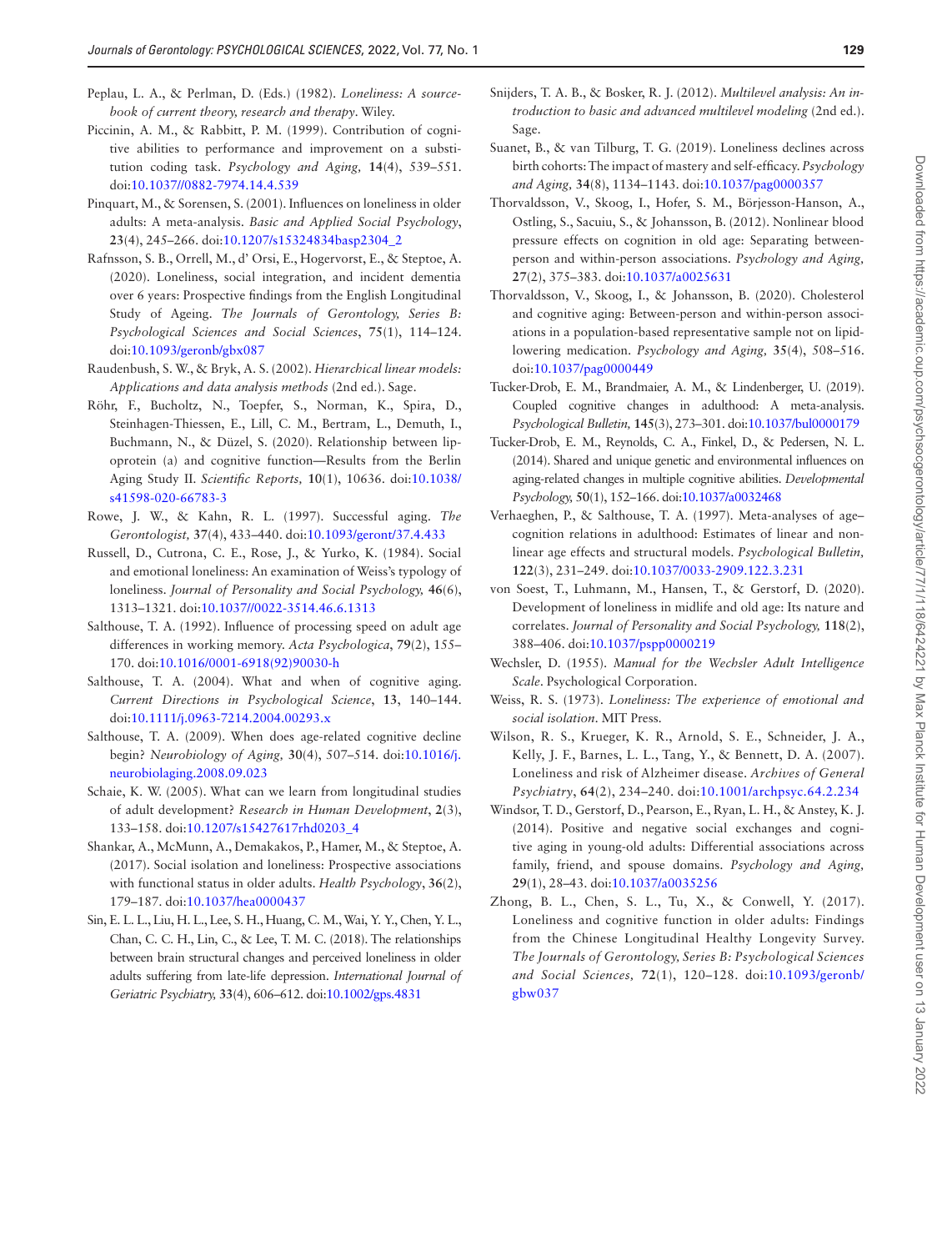Peplau, L. A., & Perlman, D. (Eds.) (1982). *Loneliness: A sourcebook of current theory, research and therapy*. Wiley.

Piccinin, A. M., & Rabbitt, P. M. (1999). Contribution of cognitive abilities to performance and improvement on a substitution coding task. *Psychology and Aging,* **14**(4), 539–551. doi:10.1037//0882-7974.14.4.539

Pinquart, M., & Sorensen, S. (2001). Influences on loneliness in older adults: A meta-analysis. *Basic and Applied Social Psychology*, **23**(4), 245–266. doi:10.1207/s15324834basp2304_2

Rafnsson, S. B., Orrell, M., d' Orsi, E., Hogervorst, E., & Steptoe, A. (2020). Loneliness, social integration, and incident dementia over 6 years: Prospective findings from the English Longitudinal Study of Ageing. *The Journals of Gerontology, Series B: Psychological Sciences and Social Sciences*, **75**(1), 114–124. doi:10.1093/geronb/gbx087

Raudenbush, S. W., & Bryk, A. S. (2002). *Hierarchical linear models: Applications and data analysis methods* (2nd ed.). Sage.

Röhr, F., Bucholtz, N., Toepfer, S., Norman, K., Spira, D., Steinhagen-Thiessen, E., Lill, C. M., Bertram, L., Demuth, I., Buchmann, N., & Düzel, S. (2020). Relationship between lipoprotein (a) and cognitive function—Results from the Berlin Aging Study II. *Scientific Reports,* **10**(1), 10636. doi:10.1038/s41598-020-66783-3

Rowe, J. W., & Kahn, R. L. (1997). Successful aging. *The Gerontologist,* **37**(4), 433–440. doi:10.1093/geront/37.4.433

Russell, D., Cutrona, C. E., Rose, J., & Yurko, K. (1984). Social and emotional loneliness: An examination of Weiss's typology of loneliness. *Journal of Personality and Social Psychology,* **46**(6), 1313–1321. doi:10.1037//0022-3514.46.6.1313

Salthouse, T. A. (1992). Influence of processing speed on adult age differences in working memory. *Acta Psychologica*, **79**(2), 155–170. doi:10.1016/0001-6918(92)90030-h

Salthouse, T. A. (2004). What and when of cognitive aging. *Current Directions in Psychological Science*, **13**, 140–144. doi:10.1111/j.0963-7214.2004.00293.x

Salthouse, T. A. (2009). When does age-related cognitive decline begin? *Neurobiology of Aging,* **30**(4), 507–514. doi:10.1016/j.neurobiolaging.2008.09.023

Schaie, K. W. (2005). What can we learn from longitudinal studies of adult development? *Research in Human Development*, **2**(3), 133–158. doi:10.1207/s15427617rhd0203_4

Shankar, A., McMunn, A., Demakakos, P., Hamer, M., & Steptoe, A. (2017). Social isolation and loneliness: Prospective associations with functional status in older adults. *Health Psychology*, **36**(2), 179–187. doi:10.1037/hea0000437

Sin, E. L. L., Liu, H. L., Lee, S. H., Huang, C. M., Wai, Y. Y., Chen, Y. L., Chan, C. C. H., Lin, C., & Lee, T. M. C. (2018). The relationships between brain structural changes and perceived loneliness in older adults suffering from late-life depression. *International Journal of Geriatric Psychiatry,* **33**(4), 606–612. doi:10.1002/gps.4831

Snijders, T. A. B., & Bosker, R. J. (2012). *Multilevel analysis: An introduction to basic and advanced multilevel modeling* (2nd ed.). Sage.

Suanet, B., & van Tilburg, T. G. (2019). Loneliness declines across birth cohorts: The impact of mastery and self-efficacy. *Psychology and Aging,* **34**(8), 1134–1143. doi:10.1037/pag0000357

Thorvaldsson, V., Skoog, I., Hofer, S. M., Börjesson-Hanson, A., Ostling, S., Sacuiu, S., & Johansson, B. (2012). Nonlinear blood pressure effects on cognition in old age: Separating between-person and within-person associations. *Psychology and Aging,* **27**(2), 375–383. doi:10.1037/a0025631

Thorvaldsson, V., Skoog, I., & Johansson, B. (2020). Cholesterol and cognitive aging: Between-person and within-person associations in a population-based representative sample not on lipid-lowering medication. *Psychology and Aging,* **35**(4), 508–516. doi:10.1037/pag0000449

Tucker-Drob, E. M., Brandmaier, A. M., & Lindenberger, U. (2019). Coupled cognitive changes in adulthood: A meta-analysis. *Psychological Bulletin,* **145**(3), 273–301. doi:10.1037/bul0000179

Tucker-Drob, E. M., Reynolds, C. A., Finkel, D., & Pedersen, N. L. (2014). Shared and unique genetic and environmental influences on aging-related changes in multiple cognitive abilities. *Developmental Psychology,* **50**(1), 152–166. doi:10.1037/a0032468

Verhaeghen, P., & Salthouse, T. A. (1997). Meta-analyses of age–cognition relations in adulthood: Estimates of linear and nonlinear age effects and structural models. *Psychological Bulletin,* **122**(3), 231–249. doi:10.1037/0033-2909.122.3.231

von Soest, T., Luhmann, M., Hansen, T., & Gerstorf, D. (2020). Development of loneliness in midlife and old age: Its nature and correlates. *Journal of Personality and Social Psychology,* **118**(2), 388–406. doi:10.1037/pspp0000219

Wechsler, D. (1955). *Manual for the Wechsler Adult Intelligence Scale*. Psychological Corporation.

Weiss, R. S. (1973). *Loneliness: The experience of emotional and social isolation*. MIT Press.

Wilson, R. S., Krueger, K. R., Arnold, S. E., Schneider, J. A., Kelly, J. F., Barnes, L. L., Tang, Y., & Bennett, D. A. (2007). Loneliness and risk of Alzheimer disease. *Archives of General Psychiatry*, **64**(2), 234–240. doi:10.1001/archpsyc.64.2.234

Windsor, T. D., Gerstorf, D., Pearson, E., Ryan, L. H., & Anstey, K. J. (2014). Positive and negative social exchanges and cognitive aging in young-old adults: Differential associations across family, friend, and spouse domains. *Psychology and Aging,* **29**(1), 28–43. doi:10.1037/a0035256

Zhong, B. L., Chen, S. L., Tu, X., & Conwell, Y. (2017). Loneliness and cognitive function in older adults: Findings from the Chinese Longitudinal Healthy Longevity Survey. *The Journals of Gerontology, Series B: Psychological Sciences and Social Sciences,* **72**(1), 120–128. doi:10.1093/geronb/gbw037